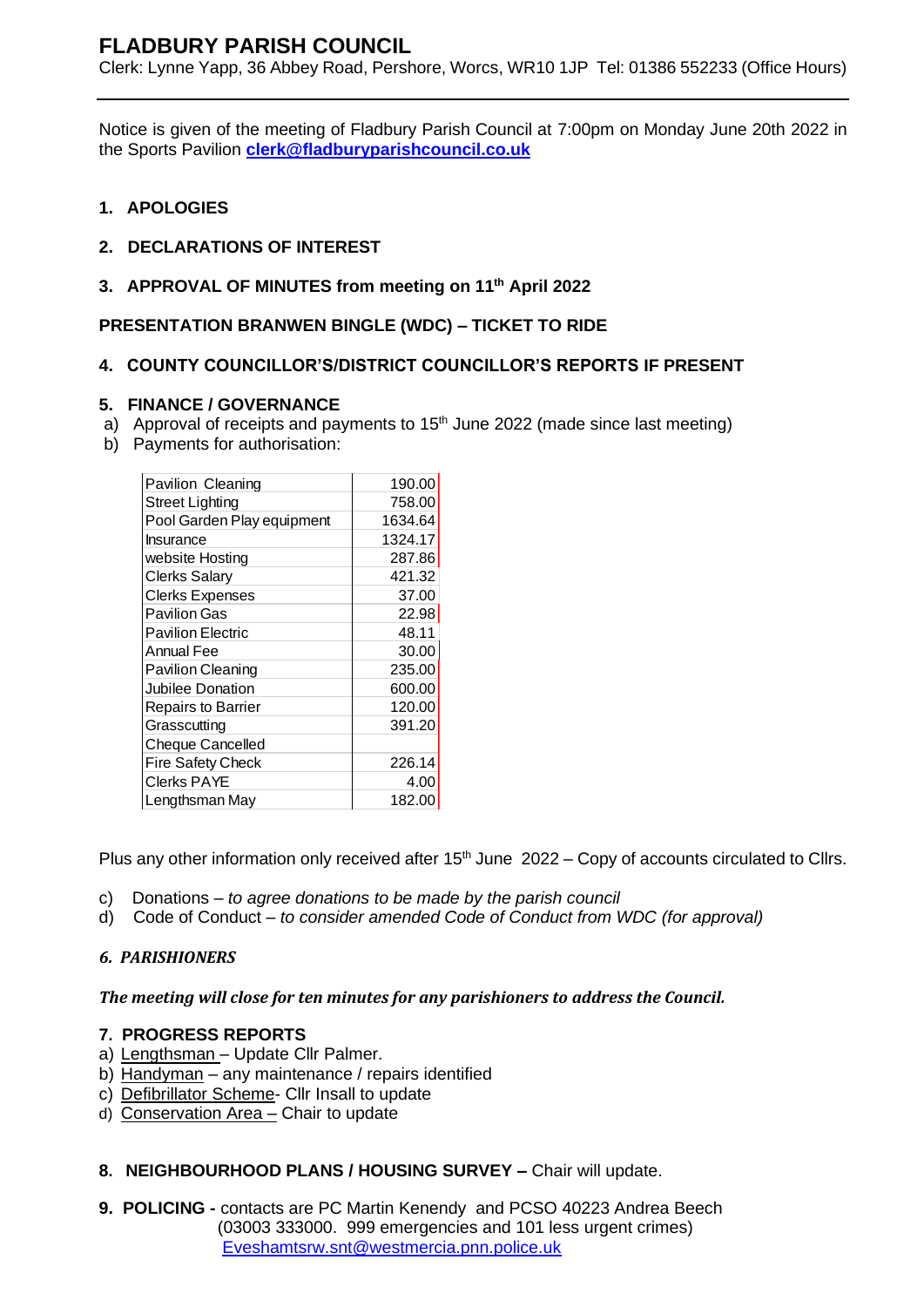# FLADBURY PARISH COUNCIL

Clerk: Lynne Yapp, 36 Abbey Road, Pershore, Worcs, WR10 1JP Tel: 01386 552233 (Office Hours)

---

Notice is given of the meeting of Fladbury Parish Council at 7:00pm on Monday June 20th 2022 in the Sports Pavilion **clerk@fladburyparishcouncil.co.uk**

1. **APOLOGIES**
2. **DECLARATIONS OF INTEREST**
3. **APPROVAL OF MINUTES from meeting on 11th April 2022**

**PRESENTATION BRANWEN BINGLE (WDC) – TICKET TO RIDE**

4. **COUNTY COUNCILLOR'S/DISTRICT COUNCILLOR'S REPORTS IF PRESENT**

5. **FINANCE / GOVERNANCE**

a) Approval of receipts and payments to 15th June 2022 (made since last meeting)

b) Payments for authorisation:

| | |
|---|---|
| Pavilion Cleaning | 190.00 |
| Street Lighting | 758.00 |
| Pool Garden Play equipment | 1634.64 |
| Insurance | 1324.17 |
| website Hosting | 287.86 |
| Clerks Salary | 421.32 |
| Clerks Expenses | 37.00 |
| Pavilion Gas | 22.98 |
| Pavilion Electric | 48.11 |
| Annual Fee | 30.00 |
| Pavilion Cleaning | 235.00 |
| Jubilee Donation | 600.00 |
| Repairs to Barrier | 120.00 |
| Grasscutting | 391.20 |
| Cheque Cancelled | |
| Fire Safety Check | 226.14 |
| Clerks PAYE | 4.00 |
| Lengthsman May | 182.00 |

Plus any other information only received after 15th June 2022 – Copy of accounts circulated to Cllrs.

c) Donations – *to agree donations to be made by the parish council*

d) Code of Conduct – *to consider amended Code of Conduct from WDC (for approval)*

***6. PARISHIONERS***

***The meeting will close for ten minutes for any parishioners to address the Council.***

7. **PROGRESS REPORTS**

a) Lengthsman – Update Cllr Palmer.

b) Handyman – any maintenance / repairs identified

c) Defibrillator Scheme- Cllr Insall to update

d) Conservation Area – Chair to update

8. **NEIGHBOURHOOD PLANS / HOUSING SURVEY –** Chair will update.

9. **POLICING -** contacts are PC Martin Kenendy and PCSO 40223 Andrea Beech (03003 333000. 999 emergencies and 101 less urgent crimes) Eveshamtsrw.snt@westmercia.pnn.police.uk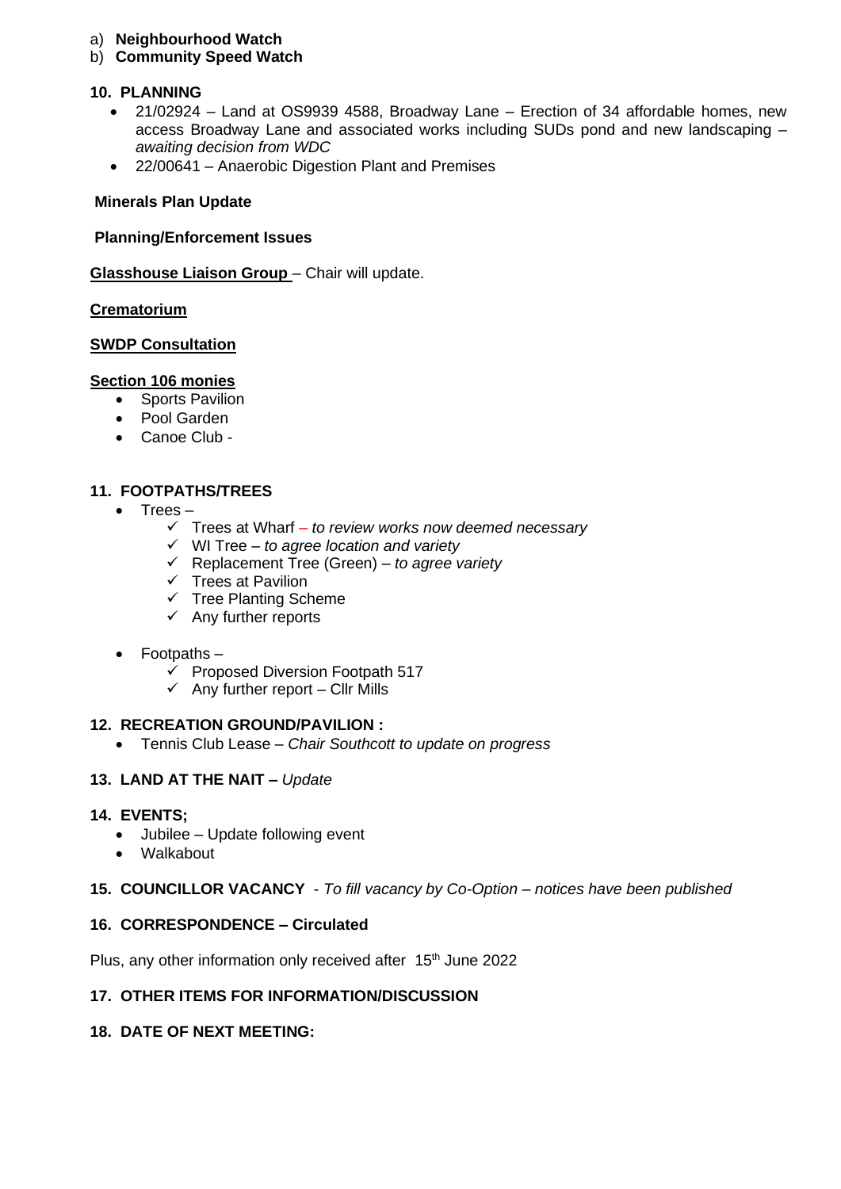a) **Neighbourhood Watch**
b) **Community Speed Watch**

**10. PLANNING**

- 21/02924 – Land at OS9939 4588, Broadway Lane – Erection of 34 affordable homes, new access Broadway Lane and associated works including SUDs pond and new landscaping – *awaiting decision from WDC*
- 22/00641 – Anaerobic Digestion Plant and Premises

**Minerals Plan Update**

**Planning/Enforcement Issues**

**Glasshouse Liaison Group** – Chair will update.

**Crematorium**

**SWDP Consultation**

**Section 106 monies**

- Sports Pavilion
- Pool Garden
- Canoe Club -

**11. FOOTPATHS/TREES**

- Trees –
  - ✓ Trees at Wharf – *to review works now deemed necessary*
  - ✓ WI Tree – *to agree location and variety*
  - ✓ Replacement Tree (Green) – *to agree variety*
  - ✓ Trees at Pavilion
  - ✓ Tree Planting Scheme
  - ✓ Any further reports
- Footpaths –
  - ✓ Proposed Diversion Footpath 517
  - ✓ Any further report – Cllr Mills

**12. RECREATION GROUND/PAVILION :**

- Tennis Club Lease – *Chair Southcott to update on progress*

**13. LAND AT THE NAIT –** *Update*

**14. EVENTS;**

- Jubilee – Update following event
- Walkabout

**15. COUNCILLOR VACANCY** - *To fill vacancy by Co-Option – notices have been published*

**16. CORRESPONDENCE – Circulated**

Plus, any other information only received after 15th June 2022

**17. OTHER ITEMS FOR INFORMATION/DISCUSSION**

**18. DATE OF NEXT MEETING:**